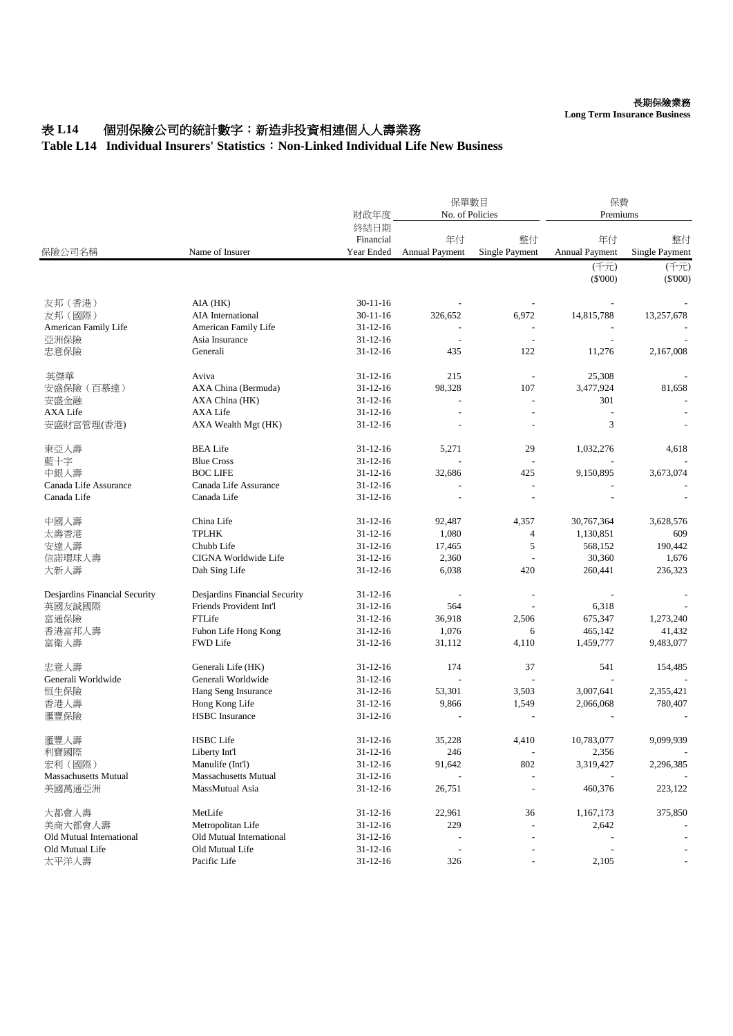長期保險業務
**Long Term Insurance Business**

# 表 L14　個別保險公司的統計數字：新造非投資相連個人人壽業務
# Table L14　Individual Insurers' Statistics：Non-Linked Individual Life New Business

| 保險公司名稱 | Name of Insurer | 財政年度終結日期 Financial Year Ended | 保單數目 No. of Policies | | 保費 Premiums | |
|---|---|---|---|---|---|---|
| | | | 年付 Annual Payment | 整付 Single Payment | 年付 Annual Payment (千元) ($'000) | 整付 Single Payment (千元) ($'000) |
| 友邦（香港） | AIA (HK) | 30-11-16 | - | - | - | - |
| 友邦（國際） | AIA International | 30-11-16 | 326,652 | 6,972 | 14,815,788 | 13,257,678 |
| American Family Life | American Family Life | 31-12-16 | - | - | - | - |
| 亞洲保險 | Asia Insurance | 31-12-16 | - | - | - | - |
| 忠意保險 | Generali | 31-12-16 | 435 | 122 | 11,276 | 2,167,008 |
| 英傑華 | Aviva | 31-12-16 | 215 | - | 25,308 | - |
| 安盛保險（百慕達） | AXA China (Bermuda) | 31-12-16 | 98,328 | 107 | 3,477,924 | 81,658 |
| 安盛金融 | AXA China (HK) | 31-12-16 | - | - | 301 | - |
| AXA Life | AXA Life | 31-12-16 | - | - | - | - |
| 安盛財富管理(香港) | AXA Wealth Mgt (HK) | 31-12-16 | - | - | 3 | - |
| 東亞人壽 | BEA Life | 31-12-16 | 5,271 | 29 | 1,032,276 | 4,618 |
| 藍十字 | Blue Cross | 31-12-16 | - | - | - | - |
| 中銀人壽 | BOC LIFE | 31-12-16 | 32,686 | 425 | 9,150,895 | 3,673,074 |
| Canada Life Assurance | Canada Life Assurance | 31-12-16 | - | - | - | - |
| Canada Life | Canada Life | 31-12-16 | - | - | - | - |
| 中國人壽 | China Life | 31-12-16 | 92,487 | 4,357 | 30,767,364 | 3,628,576 |
| 太壽香港 | TPLHK | 31-12-16 | 1,080 | 4 | 1,130,851 | 609 |
| 安達人壽 | Chubb Life | 31-12-16 | 17,465 | 5 | 568,152 | 190,442 |
| 信諾環球人壽 | CIGNA Worldwide Life | 31-12-16 | 2,360 | - | 30,360 | 1,676 |
| 大新人壽 | Dah Sing Life | 31-12-16 | 6,038 | 420 | 260,441 | 236,323 |
| Desjardins Financial Security | Desjardins Financial Security | 31-12-16 | - | - | - | - |
| 英國友誠國際 | Friends Provident Int'l | 31-12-16 | 564 | - | 6,318 | - |
| 富通保險 | FTLife | 31-12-16 | 36,918 | 2,506 | 675,347 | 1,273,240 |
| 香港富邦人壽 | Fubon Life Hong Kong | 31-12-16 | 1,076 | 6 | 465,142 | 41,432 |
| 富衛人壽 | FWD Life | 31-12-16 | 31,112 | 4,110 | 1,459,777 | 9,483,077 |
| 忠意人壽 | Generali Life (HK) | 31-12-16 | 174 | 37 | 541 | 154,485 |
| Generali Worldwide | Generali Worldwide | 31-12-16 | - | - | - | - |
| 恒生保險 | Hang Seng Insurance | 31-12-16 | 53,301 | 3,503 | 3,007,641 | 2,355,421 |
| 香港人壽 | Hong Kong Life | 31-12-16 | 9,866 | 1,549 | 2,066,068 | 780,407 |
| 滙豐保險 | HSBC Insurance | 31-12-16 | - | - | - | - |
| 滙豐人壽 | HSBC Life | 31-12-16 | 35,228 | 4,410 | 10,783,077 | 9,099,939 |
| 利寶國際 | Liberty Int'l | 31-12-16 | 246 | - | 2,356 | - |
| 宏利（國際） | Manulife (Int'l) | 31-12-16 | 91,642 | 802 | 3,319,427 | 2,296,385 |
| Massachusetts Mutual | Massachusetts Mutual | 31-12-16 | - | - | - | - |
| 美國萬通亞洲 | MassMutual Asia | 31-12-16 | 26,751 | - | 460,376 | 223,122 |
| 大都會人壽 | MetLife | 31-12-16 | 22,961 | 36 | 1,167,173 | 375,850 |
| 美商大都會人壽 | Metropolitan Life | 31-12-16 | 229 | - | 2,642 | - |
| Old Mutual International | Old Mutual International | 31-12-16 | - | - | - | - |
| Old Mutual Life | Old Mutual Life | 31-12-16 | - | - | - | - |
| 太平洋人壽 | Pacific Life | 31-12-16 | 326 | - | 2,105 | - |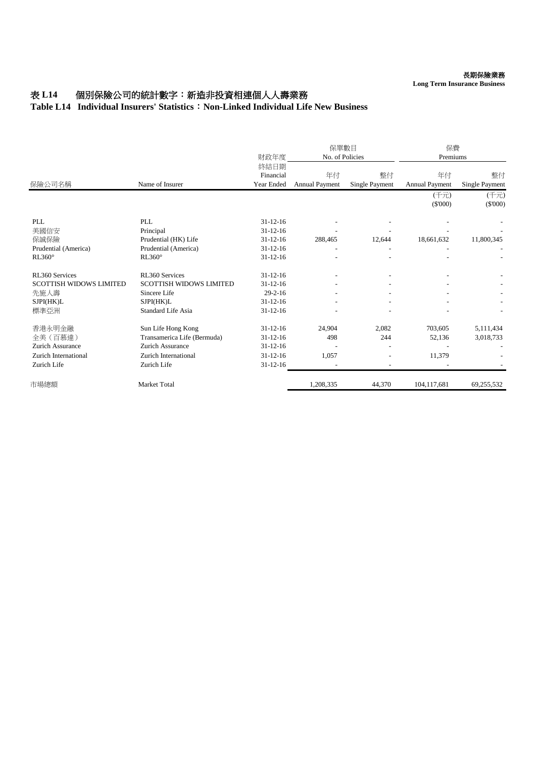長期保險業務
**Long Term Insurance Business**

# 表 L14　個別保險公司的統計數字：新造非投資相連個人人壽業務
## Table L14　Individual Insurers' Statistics：Non-Linked Individual Life New Business

| 保險公司名稱 | Name of Insurer | 財政年度終結日期 Financial Year Ended | 保單數目 No. of Policies | | 保費 Premiums | |
|---|---|---|---|---|---|---|
| | | | 年付 Annual Payment | 整付 Single Payment | 年付 Annual Payment | 整付 Single Payment |
| | | | | | (千元) ($'000) | (千元) ($'000) |
| PLL | PLL | 31-12-16 | - | - | - | - |
| 美國信安 | Principal | 31-12-16 | - | - | - | - |
| 保誠保險 | Prudential (HK) Life | 31-12-16 | 288,465 | 12,644 | 18,661,632 | 11,800,345 |
| Prudential (America) | Prudential (America) | 31-12-16 | - | - | - | - |
| RL360° | RL360° | 31-12-16 | - | - | - | - |
| RL360 Services | RL360 Services | 31-12-16 | - | - | - | - |
| SCOTTISH WIDOWS LIMITED | SCOTTISH WIDOWS LIMITED | 31-12-16 | - | - | - | - |
| 先施人壽 | Sincere Life | 29-2-16 | - | - | - | - |
| SJPI(HK)L | SJPI(HK)L | 31-12-16 | - | - | - | - |
| 標準亞洲 | Standard Life Asia | 31-12-16 | - | - | - | - |
| 香港永明金融 | Sun Life Hong Kong | 31-12-16 | 24,904 | 2,082 | 703,605 | 5,111,434 |
| 全美（百慕達） | Transamerica Life (Bermuda) | 31-12-16 | 498 | 244 | 52,136 | 3,018,733 |
| Zurich Assurance | Zurich Assurance | 31-12-16 | - | - | - | - |
| Zurich International | Zurich International | 31-12-16 | 1,057 | - | 11,379 | - |
| Zurich Life | Zurich Life | 31-12-16 | - | - | - | - |
| 市場總額 | Market Total | | 1,208,335 | 44,370 | 104,117,681 | 69,255,532 |